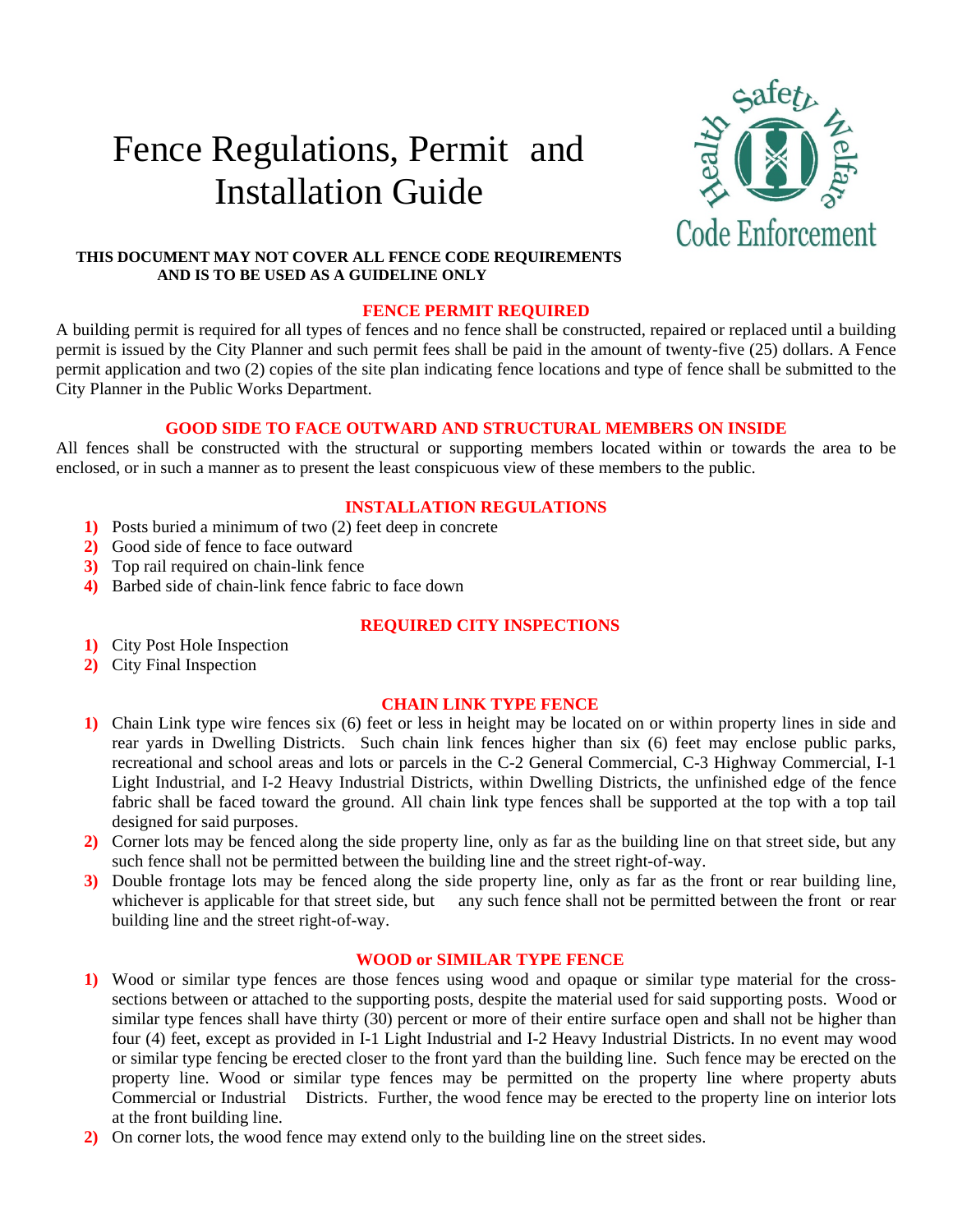# Fence Regulations, Permit and Installation Guide

Health Safety Welfare
Code Enforcement

**THIS DOCUMENT MAY NOT COVER ALL FENCE CODE REQUIREMENTS AND IS TO BE USED AS A GUIDELINE ONLY**

## FENCE PERMIT REQUIRED

A building permit is required for all types of fences and no fence shall be constructed, repaired or replaced until a building permit is issued by the City Planner and such permit fees shall be paid in the amount of twenty-five (25) dollars. A Fence permit application and two (2) copies of the site plan indicating fence locations and type of fence shall be submitted to the City Planner in the Public Works Department.

## GOOD SIDE TO FACE OUTWARD AND STRUCTURAL MEMBERS ON INSIDE

All fences shall be constructed with the structural or supporting members located within or towards the area to be enclosed, or in such a manner as to present the least conspicuous view of these members to the public.

## INSTALLATION REGULATIONS

1) Posts buried a minimum of two (2) feet deep in concrete
2) Good side of fence to face outward
3) Top rail required on chain-link fence
4) Barbed side of chain-link fence fabric to face down

## REQUIRED CITY INSPECTIONS

1) City Post Hole Inspection
2) City Final Inspection

## CHAIN LINK TYPE FENCE

1) Chain Link type wire fences six (6) feet or less in height may be located on or within property lines in side and rear yards in Dwelling Districts. Such chain link fences higher than six (6) feet may enclose public parks, recreational and school areas and lots or parcels in the C-2 General Commercial, C-3 Highway Commercial, I-1 Light Industrial, and I-2 Heavy Industrial Districts, within Dwelling Districts, the unfinished edge of the fence fabric shall be faced toward the ground. All chain link type fences shall be supported at the top with a top tail designed for said purposes.
2) Corner lots may be fenced along the side property line, only as far as the building line on that street side, but any such fence shall not be permitted between the building line and the street right-of-way.
3) Double frontage lots may be fenced along the side property line, only as far as the front or rear building line, whichever is applicable for that street side, but any such fence shall not be permitted between the front or rear building line and the street right-of-way.

## WOOD or SIMILAR TYPE FENCE

1) Wood or similar type fences are those fences using wood and opaque or similar type material for the cross-sections between or attached to the supporting posts, despite the material used for said supporting posts. Wood or similar type fences shall have thirty (30) percent or more of their entire surface open and shall not be higher than four (4) feet, except as provided in I-1 Light Industrial and I-2 Heavy Industrial Districts. In no event may wood or similar type fencing be erected closer to the front yard than the building line. Such fence may be erected on the property line. Wood or similar type fences may be permitted on the property line where property abuts Commercial or Industrial Districts. Further, the wood fence may be erected to the property line on interior lots at the front building line.
2) On corner lots, the wood fence may extend only to the building line on the street sides.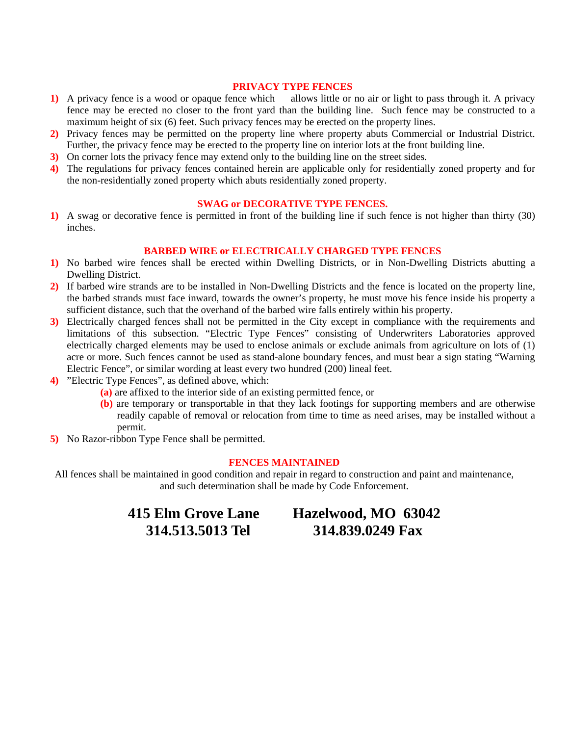## PRIVACY TYPE FENCES

1) A privacy fence is a wood or opaque fence which allows little or no air or light to pass through it. A privacy fence may be erected no closer to the front yard than the building line. Such fence may be constructed to a maximum height of six (6) feet. Such privacy fences may be erected on the property lines.
2) Privacy fences may be permitted on the property line where property abuts Commercial or Industrial District. Further, the privacy fence may be erected to the property line on interior lots at the front building line.
3) On corner lots the privacy fence may extend only to the building line on the street sides.
4) The regulations for privacy fences contained herein are applicable only for residentially zoned property and for the non-residentially zoned property which abuts residentially zoned property.

## SWAG or DECORATIVE TYPE FENCES.

1) A swag or decorative fence is permitted in front of the building line if such fence is not higher than thirty (30) inches.

## BARBED WIRE or ELECTRICALLY CHARGED TYPE FENCES

1) No barbed wire fences shall be erected within Dwelling Districts, or in Non-Dwelling Districts abutting a Dwelling District.
2) If barbed wire strands are to be installed in Non-Dwelling Districts and the fence is located on the property line, the barbed strands must face inward, towards the owner's property, he must move his fence inside his property a sufficient distance, such that the overhand of the barbed wire falls entirely within his property.
3) Electrically charged fences shall not be permitted in the City except in compliance with the requirements and limitations of this subsection. "Electric Type Fences" consisting of Underwriters Laboratories approved electrically charged elements may be used to enclose animals or exclude animals from agriculture on lots of (1) acre or more. Such fences cannot be used as stand-alone boundary fences, and must bear a sign stating "Warning Electric Fence", or similar wording at least every two hundred (200) lineal feet.
4) "Electric Type Fences", as defined above, which:
   - (a) are affixed to the interior side of an existing permitted fence, or
   - (b) are temporary or transportable in that they lack footings for supporting members and are otherwise readily capable of removal or relocation from time to time as need arises, may be installed without a permit.
5) No Razor-ribbon Type Fence shall be permitted.

## FENCES MAINTAINED

All fences shall be maintained in good condition and repair in regard to construction and paint and maintenance, and such determination shall be made by Code Enforcement.

**415 Elm Grove Lane Hazelwood, MO 63042**
**314.513.5013 Tel 314.839.0249 Fax**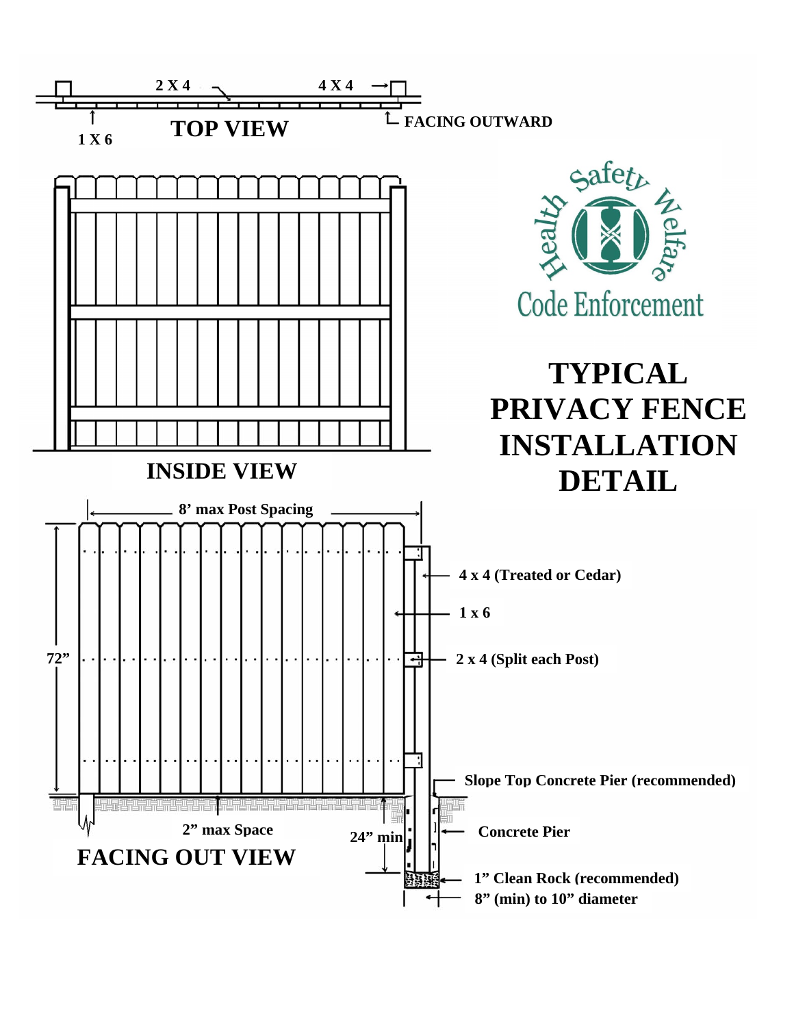# TYPICAL PRIVACY FENCE INSTALLATION DETAIL

Health Safety Welfare

Code Enforcement

**TOP VIEW**

2 X 4

4 X 4

1 X 6

FACING OUTWARD

**INSIDE VIEW**

**FACING OUT VIEW**

8' max Post Spacing

72"

4 x 4 (Treated or Cedar)

1 x 6

2 x 4 (Split each Post)

Slope Top Concrete Pier (recommended)

2" max Space

24" min

Concrete Pier

1" Clean Rock (recommended)

8" (min) to 10" diameter